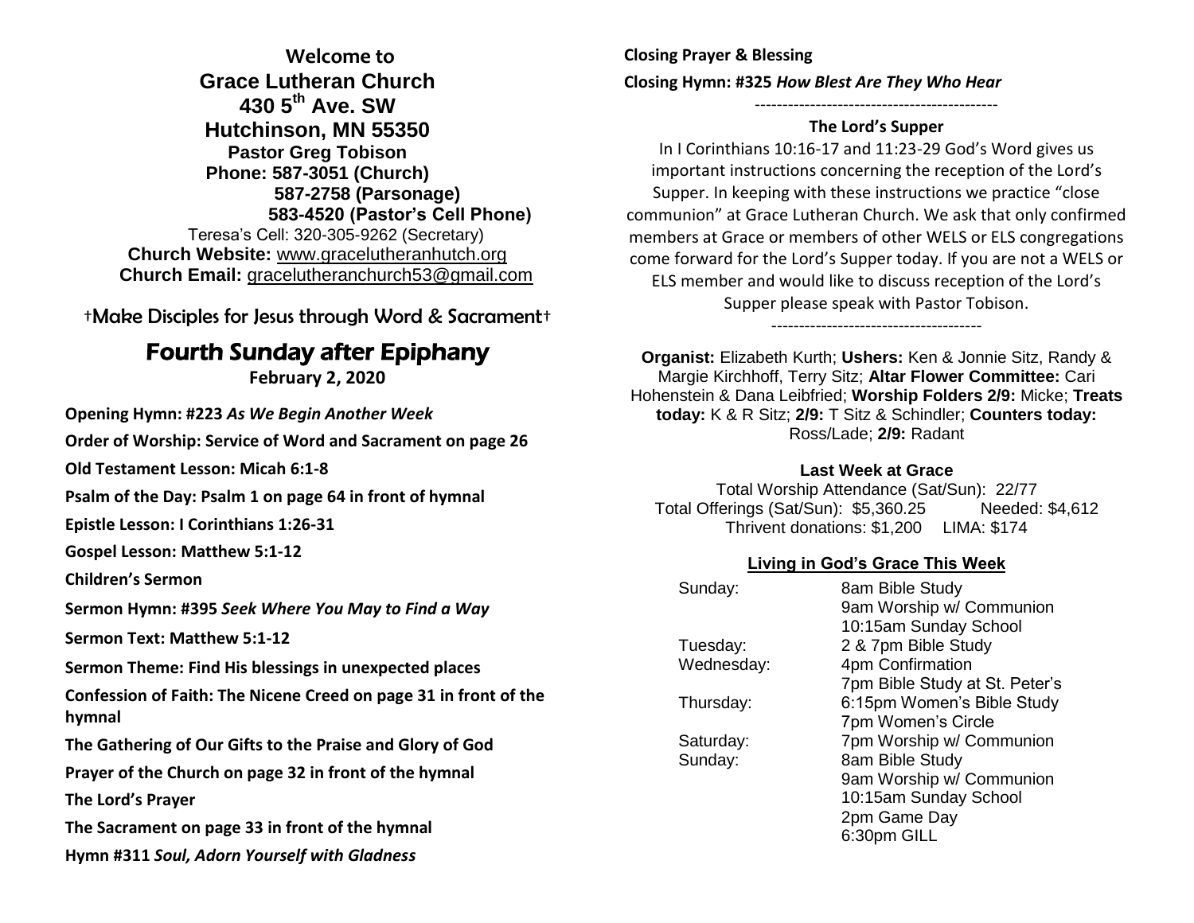# Welcome to Grace Lutheran Church

**430 5th Ave. SW**
**Hutchinson, MN 55350**
**Pastor Greg Tobison**
**Phone: 587-3051 (Church)**
**587-2758 (Parsonage)**
**583-4520 (Pastor's Cell Phone)**
Teresa's Cell: 320-305-9262 (Secretary)
**Church Website:** www.gracelutheranhutch.org
**Church Email:** gracelutheranchurch53@gmail.com

†Make Disciples for Jesus through Word & Sacrament†

## Fourth Sunday after Epiphany

**February 2, 2020**

**Opening Hymn: #223** ***As We Begin Another Week***

**Order of Worship: Service of Word and Sacrament on page 26**

**Old Testament Lesson: Micah 6:1-8**

**Psalm of the Day: Psalm 1 on page 64 in front of hymnal**

**Epistle Lesson: I Corinthians 1:26-31**

**Gospel Lesson: Matthew 5:1-12**

**Children's Sermon**

**Sermon Hymn: #395** ***Seek Where You May to Find a Way***

**Sermon Text: Matthew 5:1-12**

**Sermon Theme: Find His blessings in unexpected places**

**Confession of Faith: The Nicene Creed on page 31 in front of the hymnal**

**The Gathering of Our Gifts to the Praise and Glory of God**

**Prayer of the Church on page 32 in front of the hymnal**

**The Lord's Prayer**

**The Sacrament on page 33 in front of the hymnal**

**Hymn #311** ***Soul, Adorn Yourself with Gladness***

**Closing Prayer & Blessing**

**Closing Hymn: #325** ***How Blest Are They Who Hear***

--------------------------------------------

**The Lord's Supper**

In I Corinthians 10:16-17 and 11:23-29 God's Word gives us important instructions concerning the reception of the Lord's Supper. In keeping with these instructions we practice "close communion" at Grace Lutheran Church. We ask that only confirmed members at Grace or members of other WELS or ELS congregations come forward for the Lord's Supper today. If you are not a WELS or ELS member and would like to discuss reception of the Lord's Supper please speak with Pastor Tobison.

--------------------------------------

**Organist:** Elizabeth Kurth; **Ushers:** Ken & Jonnie Sitz, Randy & Margie Kirchhoff, Terry Sitz; **Altar Flower Committee:** Cari Hohenstein & Dana Leibfried; **Worship Folders 2/9:** Micke; **Treats today:** K & R Sitz; **2/9:** T Sitz & Schindler; **Counters today:** Ross/Lade; **2/9:** Radant

**Last Week at Grace**

Total Worship Attendance (Sat/Sun): 22/77
Total Offerings (Sat/Sun): $5,360.25 Needed: $4,612
Thrivent donations: $1,200 LIMA: $174

**Living in God's Grace This Week**

| | |
|---|---|
| Sunday: | 8am Bible Study |
| | 9am Worship w/ Communion |
| | 10:15am Sunday School |
| Tuesday: | 2 & 7pm Bible Study |
| Wednesday: | 4pm Confirmation |
| | 7pm Bible Study at St. Peter's |
| Thursday: | 6:15pm Women's Bible Study |
| | 7pm Women's Circle |
| Saturday: | 7pm Worship w/ Communion |
| Sunday: | 8am Bible Study |
| | 9am Worship w/ Communion |
| | 10:15am Sunday School |
| | 2pm Game Day |
| | 6:30pm GILL |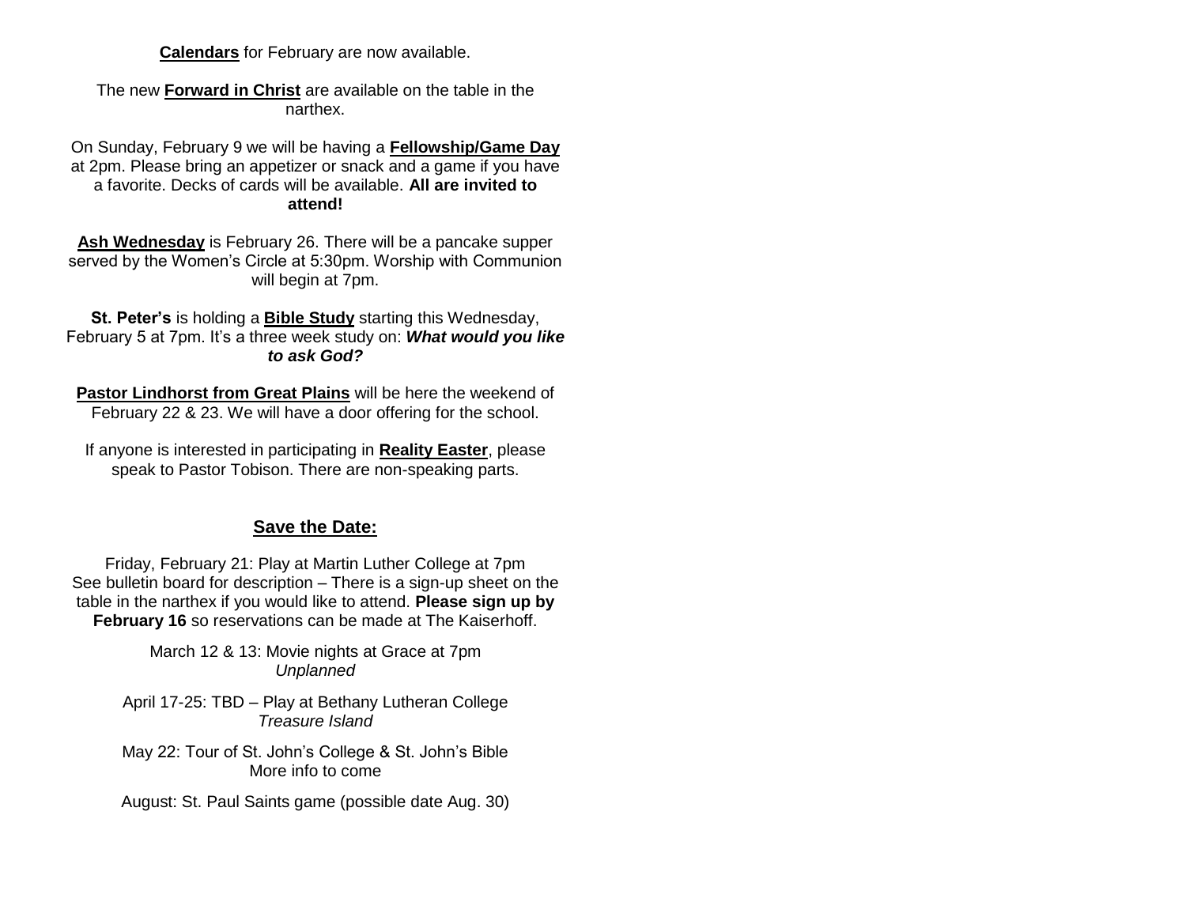**Calendars** for February are now available.

The new **Forward in Christ** are available on the table in the narthex.

On Sunday, February 9 we will be having a **Fellowship/Game Day** at 2pm. Please bring an appetizer or snack and a game if you have a favorite. Decks of cards will be available. **All are invited to attend!**

**Ash Wednesday** is February 26. There will be a pancake supper served by the Women's Circle at 5:30pm. Worship with Communion will begin at 7pm.

**St. Peter's** is holding a **Bible Study** starting this Wednesday, February 5 at 7pm. It's a three week study on: ***What would you like to ask God?***

**Pastor Lindhorst from Great Plains** will be here the weekend of February 22 & 23. We will have a door offering for the school.

If anyone is interested in participating in **Reality Easter**, please speak to Pastor Tobison. There are non-speaking parts.

## Save the Date:

Friday, February 21: Play at Martin Luther College at 7pm
See bulletin board for description – There is a sign-up sheet on the table in the narthex if you would like to attend. **Please sign up by February 16** so reservations can be made at The Kaiserhoff.

March 12 & 13: Movie nights at Grace at 7pm
*Unplanned*

April 17-25: TBD – Play at Bethany Lutheran College
*Treasure Island*

May 22: Tour of St. John's College & St. John's Bible
More info to come

August: St. Paul Saints game (possible date Aug. 30)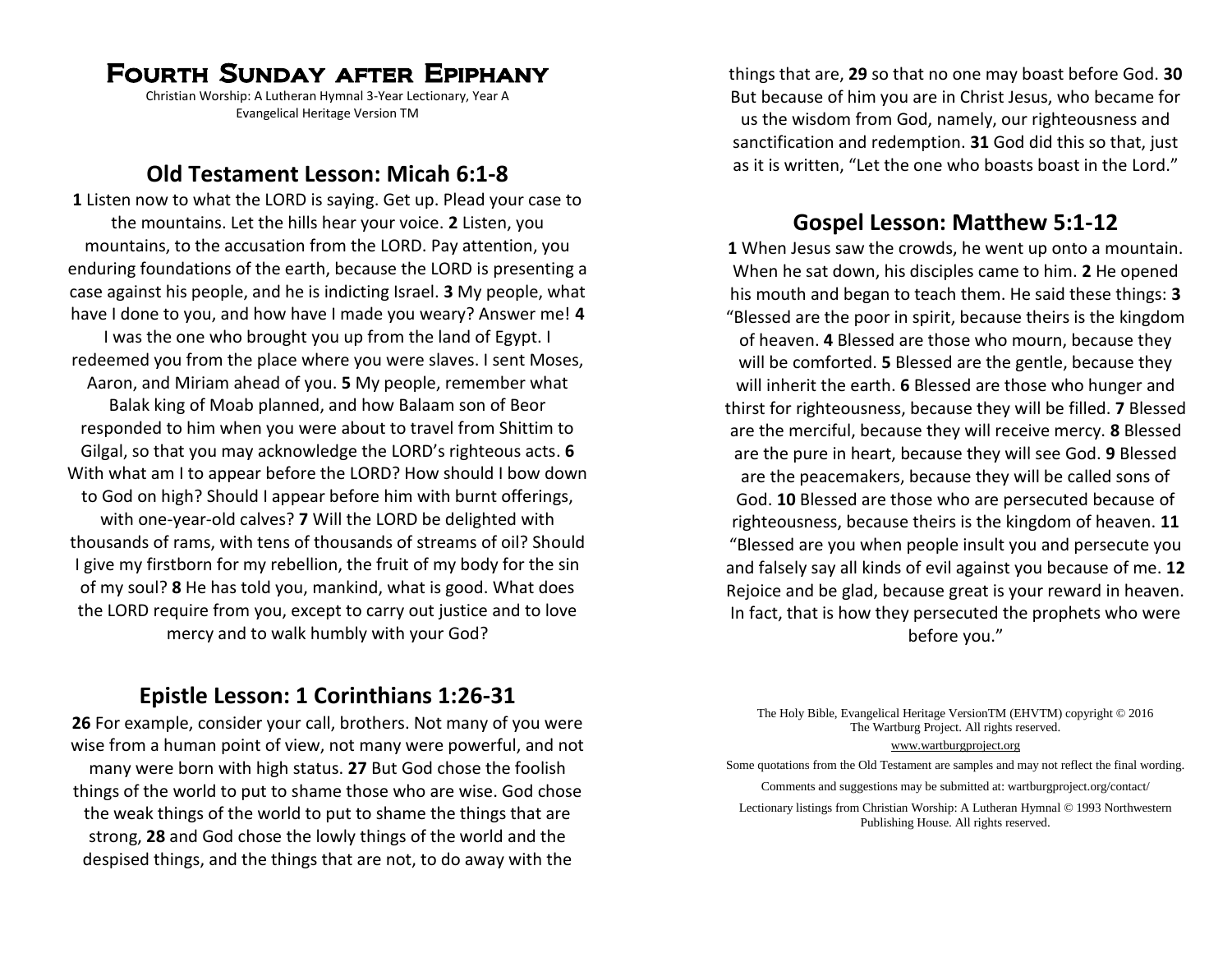# Fourth Sunday after Epiphany

Christian Worship: A Lutheran Hymnal 3-Year Lectionary, Year A
Evangelical Heritage Version TM

## Old Testament Lesson: Micah 6:1-8

**1** Listen now to what the LORD is saying. Get up. Plead your case to the mountains. Let the hills hear your voice. **2** Listen, you mountains, to the accusation from the LORD. Pay attention, you enduring foundations of the earth, because the LORD is presenting a case against his people, and he is indicting Israel. **3** My people, what have I done to you, and how have I made you weary? Answer me! **4** I was the one who brought you up from the land of Egypt. I redeemed you from the place where you were slaves. I sent Moses, Aaron, and Miriam ahead of you. **5** My people, remember what Balak king of Moab planned, and how Balaam son of Beor responded to him when you were about to travel from Shittim to Gilgal, so that you may acknowledge the LORD's righteous acts. **6** With what am I to appear before the LORD? How should I bow down to God on high? Should I appear before him with burnt offerings, with one-year-old calves? **7** Will the LORD be delighted with thousands of rams, with tens of thousands of streams of oil? Should I give my firstborn for my rebellion, the fruit of my body for the sin of my soul? **8** He has told you, mankind, what is good. What does the LORD require from you, except to carry out justice and to love mercy and to walk humbly with your God?

## Epistle Lesson: 1 Corinthians 1:26-31

**26** For example, consider your call, brothers. Not many of you were wise from a human point of view, not many were powerful, and not many were born with high status. **27** But God chose the foolish things of the world to put to shame those who are wise. God chose the weak things of the world to put to shame the things that are strong, **28** and God chose the lowly things of the world and the despised things, and the things that are not, to do away with the things that are, **29** so that no one may boast before God. **30** But because of him you are in Christ Jesus, who became for us the wisdom from God, namely, our righteousness and sanctification and redemption. **31** God did this so that, just as it is written, "Let the one who boasts boast in the Lord."

## Gospel Lesson: Matthew 5:1-12

**1** When Jesus saw the crowds, he went up onto a mountain. When he sat down, his disciples came to him. **2** He opened his mouth and began to teach them. He said these things: **3** "Blessed are the poor in spirit, because theirs is the kingdom of heaven. **4** Blessed are those who mourn, because they will be comforted. **5** Blessed are the gentle, because they will inherit the earth. **6** Blessed are those who hunger and thirst for righteousness, because they will be filled. **7** Blessed are the merciful, because they will receive mercy. **8** Blessed are the pure in heart, because they will see God. **9** Blessed are the peacemakers, because they will be called sons of God. **10** Blessed are those who are persecuted because of righteousness, because theirs is the kingdom of heaven. **11** "Blessed are you when people insult you and persecute you and falsely say all kinds of evil against you because of me. **12** Rejoice and be glad, because great is your reward in heaven. In fact, that is how they persecuted the prophets who were before you."

The Holy Bible, Evangelical Heritage VersionTM (EHVTM) copyright © 2016 The Wartburg Project. All rights reserved.

www.wartburgproject.org

Some quotations from the Old Testament are samples and may not reflect the final wording.

Comments and suggestions may be submitted at: wartburgproject.org/contact/

Lectionary listings from Christian Worship: A Lutheran Hymnal © 1993 Northwestern Publishing House. All rights reserved.